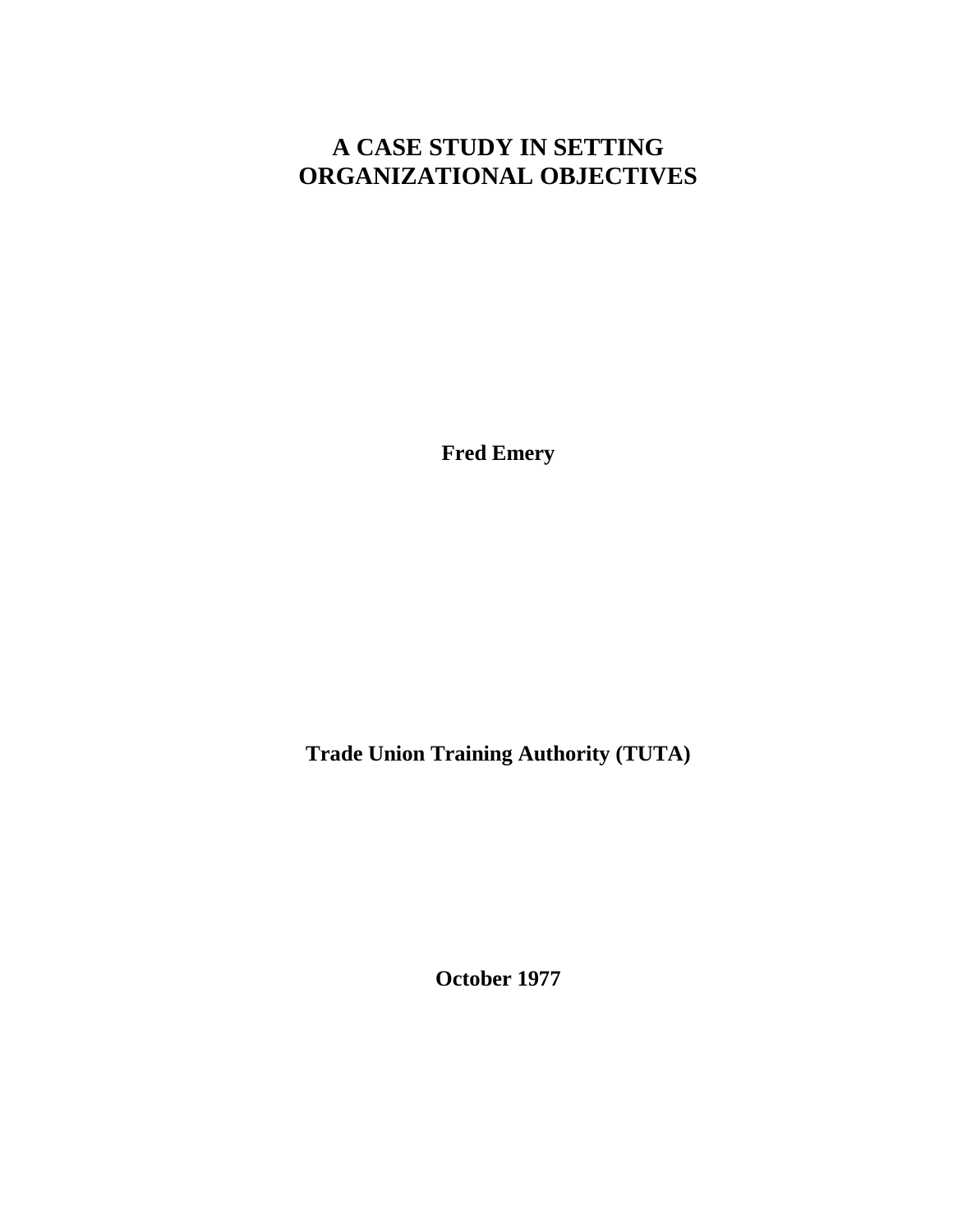# A CASE STUDY IN SETTING ORGANIZATIONAL OBJECTIVES

**Fred Emery**

**Trade Union Training Authority (TUTA)**

**October 1977**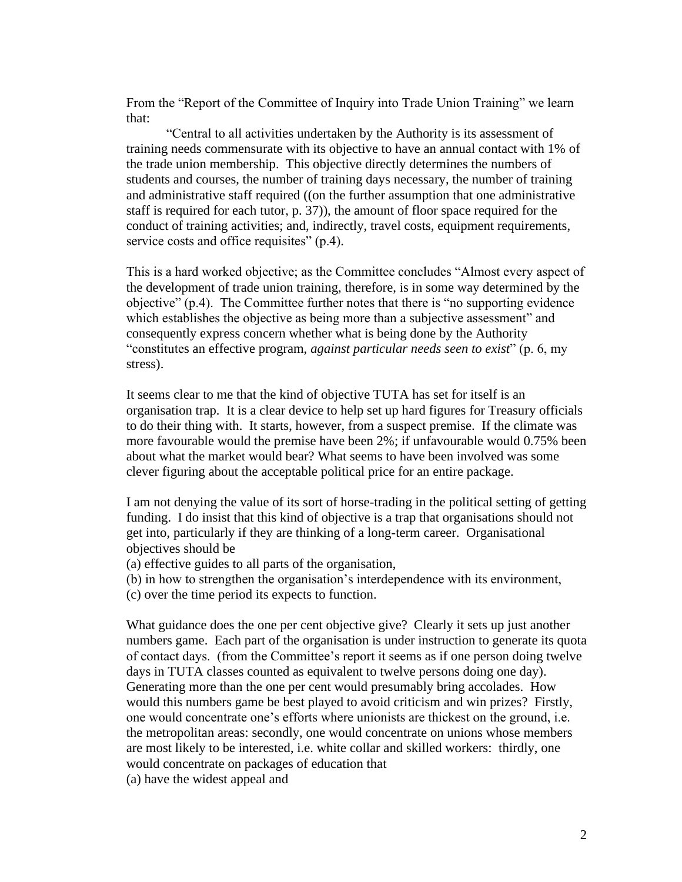From the "Report of the Committee of Inquiry into Trade Union Training" we learn that:

> "Central to all activities undertaken by the Authority is its assessment of training needs commensurate with its objective to have an annual contact with 1% of the trade union membership. This objective directly determines the numbers of students and courses, the number of training days necessary, the number of training and administrative staff required ((on the further assumption that one administrative staff is required for each tutor, p. 37)), the amount of floor space required for the conduct of training activities; and, indirectly, travel costs, equipment requirements, service costs and office requisites" (p.4).

This is a hard worked objective; as the Committee concludes "Almost every aspect of the development of trade union training, therefore, is in some way determined by the objective" (p.4). The Committee further notes that there is "no supporting evidence which establishes the objective as being more than a subjective assessment" and consequently express concern whether what is being done by the Authority "constitutes an effective program, *against particular needs seen to exist*" (p. 6, my stress).

It seems clear to me that the kind of objective TUTA has set for itself is an organisation trap. It is a clear device to help set up hard figures for Treasury officials to do their thing with. It starts, however, from a suspect premise. If the climate was more favourable would the premise have been 2%; if unfavourable would 0.75% been about what the market would bear? What seems to have been involved was some clever figuring about the acceptable political price for an entire package.

I am not denying the value of its sort of horse-trading in the political setting of getting funding. I do insist that this kind of objective is a trap that organisations should not get into, particularly if they are thinking of a long-term career. Organisational objectives should be

(a) effective guides to all parts of the organisation,
(b) in how to strengthen the organisation's interdependence with its environment,
(c) over the time period its expects to function.

What guidance does the one per cent objective give? Clearly it sets up just another numbers game. Each part of the organisation is under instruction to generate its quota of contact days. (from the Committee's report it seems as if one person doing twelve days in TUTA classes counted as equivalent to twelve persons doing one day). Generating more than the one per cent would presumably bring accolades. How would this numbers game be best played to avoid criticism and win prizes? Firstly, one would concentrate one's efforts where unionists are thickest on the ground, i.e. the metropolitan areas: secondly, one would concentrate on unions whose members are most likely to be interested, i.e. white collar and skilled workers: thirdly, one would concentrate on packages of education that

(a) have the widest appeal and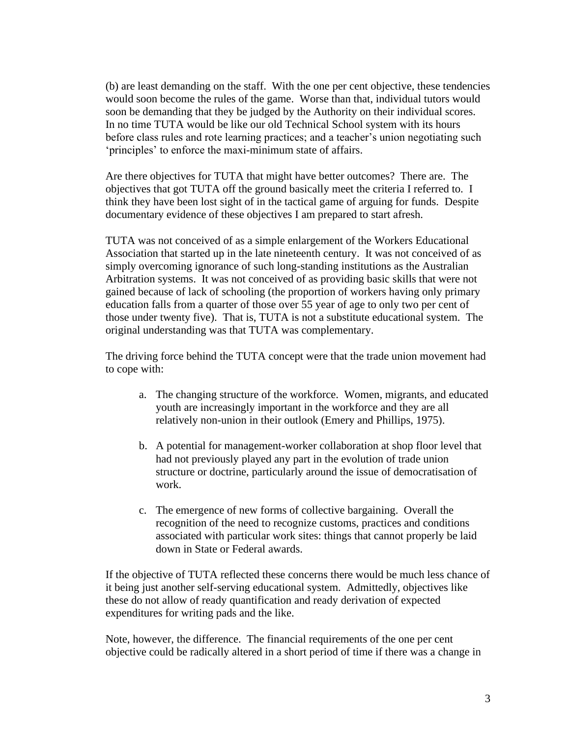(b) are least demanding on the staff. With the one per cent objective, these tendencies would soon become the rules of the game. Worse than that, individual tutors would soon be demanding that they be judged by the Authority on their individual scores. In no time TUTA would be like our old Technical School system with its hours before class rules and rote learning practices; and a teacher's union negotiating such 'principles' to enforce the maxi-minimum state of affairs.

Are there objectives for TUTA that might have better outcomes? There are. The objectives that got TUTA off the ground basically meet the criteria I referred to. I think they have been lost sight of in the tactical game of arguing for funds. Despite documentary evidence of these objectives I am prepared to start afresh.

TUTA was not conceived of as a simple enlargement of the Workers Educational Association that started up in the late nineteenth century. It was not conceived of as simply overcoming ignorance of such long-standing institutions as the Australian Arbitration systems. It was not conceived of as providing basic skills that were not gained because of lack of schooling (the proportion of workers having only primary education falls from a quarter of those over 55 year of age to only two per cent of those under twenty five). That is, TUTA is not a substitute educational system. The original understanding was that TUTA was complementary.

The driving force behind the TUTA concept were that the trade union movement had to cope with:

a. The changing structure of the workforce. Women, migrants, and educated youth are increasingly important in the workforce and they are all relatively non-union in their outlook (Emery and Phillips, 1975).

b. A potential for management-worker collaboration at shop floor level that had not previously played any part in the evolution of trade union structure or doctrine, particularly around the issue of democratisation of work.

c. The emergence of new forms of collective bargaining. Overall the recognition of the need to recognize customs, practices and conditions associated with particular work sites: things that cannot properly be laid down in State or Federal awards.

If the objective of TUTA reflected these concerns there would be much less chance of it being just another self-serving educational system. Admittedly, objectives like these do not allow of ready quantification and ready derivation of expected expenditures for writing pads and the like.

Note, however, the difference. The financial requirements of the one per cent objective could be radically altered in a short period of time if there was a change in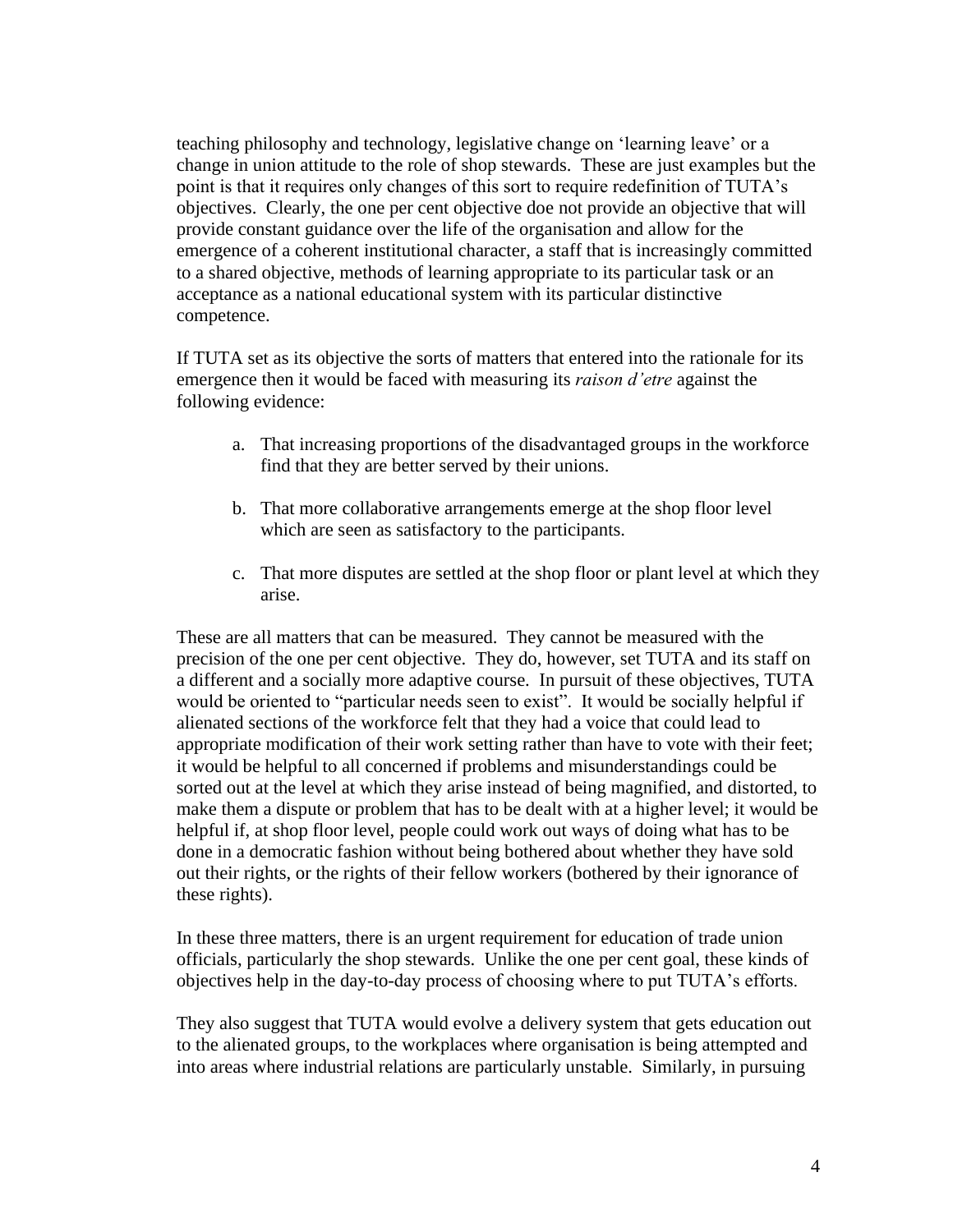teaching philosophy and technology, legislative change on 'learning leave' or a change in union attitude to the role of shop stewards. These are just examples but the point is that it requires only changes of this sort to require redefinition of TUTA's objectives. Clearly, the one per cent objective doe not provide an objective that will provide constant guidance over the life of the organisation and allow for the emergence of a coherent institutional character, a staff that is increasingly committed to a shared objective, methods of learning appropriate to its particular task or an acceptance as a national educational system with its particular distinctive competence.

If TUTA set as its objective the sorts of matters that entered into the rationale for its emergence then it would be faced with measuring its *raison d'etre* against the following evidence:

a. That increasing proportions of the disadvantaged groups in the workforce find that they are better served by their unions.

b. That more collaborative arrangements emerge at the shop floor level which are seen as satisfactory to the participants.

c. That more disputes are settled at the shop floor or plant level at which they arise.

These are all matters that can be measured. They cannot be measured with the precision of the one per cent objective. They do, however, set TUTA and its staff on a different and a socially more adaptive course. In pursuit of these objectives, TUTA would be oriented to "particular needs seen to exist". It would be socially helpful if alienated sections of the workforce felt that they had a voice that could lead to appropriate modification of their work setting rather than have to vote with their feet; it would be helpful to all concerned if problems and misunderstandings could be sorted out at the level at which they arise instead of being magnified, and distorted, to make them a dispute or problem that has to be dealt with at a higher level; it would be helpful if, at shop floor level, people could work out ways of doing what has to be done in a democratic fashion without being bothered about whether they have sold out their rights, or the rights of their fellow workers (bothered by their ignorance of these rights).

In these three matters, there is an urgent requirement for education of trade union officials, particularly the shop stewards. Unlike the one per cent goal, these kinds of objectives help in the day-to-day process of choosing where to put TUTA's efforts.

They also suggest that TUTA would evolve a delivery system that gets education out to the alienated groups, to the workplaces where organisation is being attempted and into areas where industrial relations are particularly unstable. Similarly, in pursuing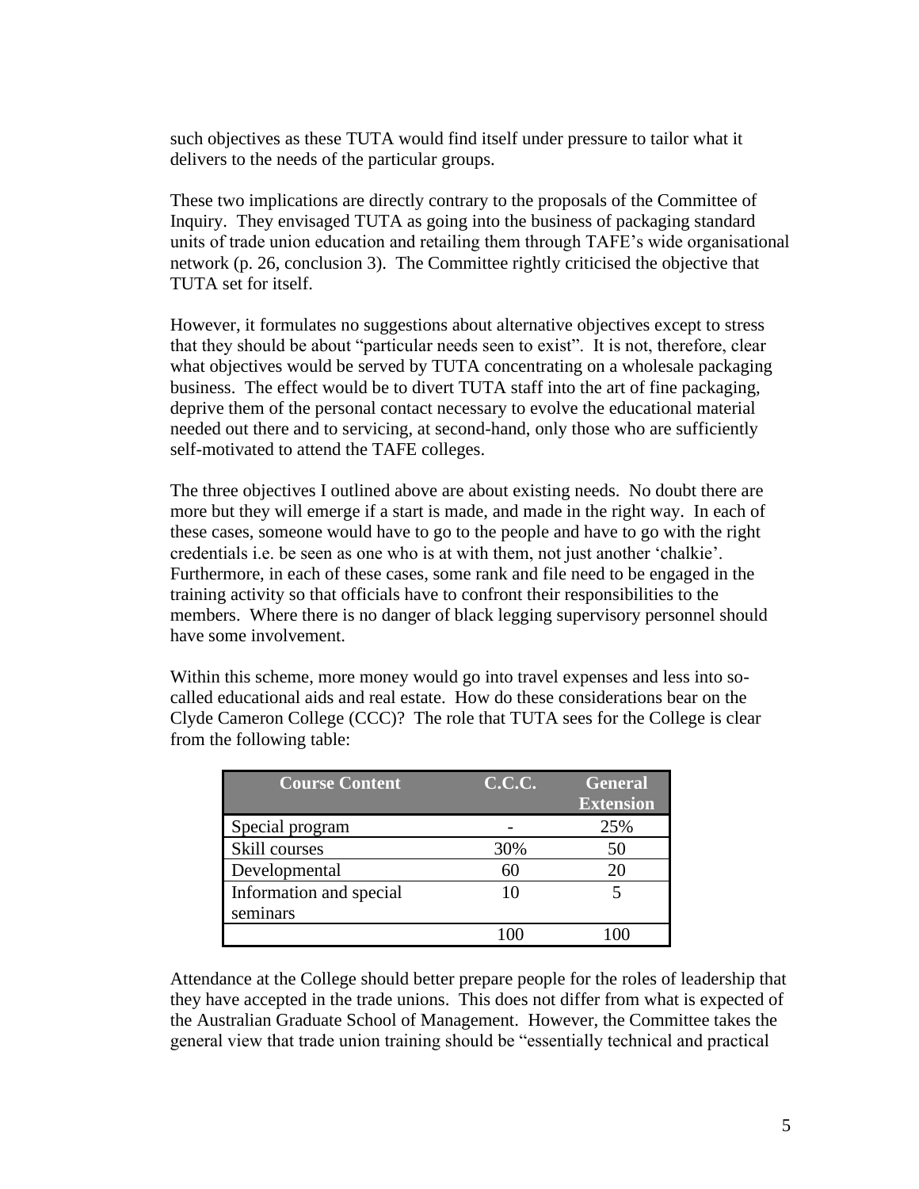such objectives as these TUTA would find itself under pressure to tailor what it delivers to the needs of the particular groups.

These two implications are directly contrary to the proposals of the Committee of Inquiry. They envisaged TUTA as going into the business of packaging standard units of trade union education and retailing them through TAFE's wide organisational network (p. 26, conclusion 3). The Committee rightly criticised the objective that TUTA set for itself.

However, it formulates no suggestions about alternative objectives except to stress that they should be about "particular needs seen to exist". It is not, therefore, clear what objectives would be served by TUTA concentrating on a wholesale packaging business. The effect would be to divert TUTA staff into the art of fine packaging, deprive them of the personal contact necessary to evolve the educational material needed out there and to servicing, at second-hand, only those who are sufficiently self-motivated to attend the TAFE colleges.

The three objectives I outlined above are about existing needs. No doubt there are more but they will emerge if a start is made, and made in the right way. In each of these cases, someone would have to go to the people and have to go with the right credentials i.e. be seen as one who is at with them, not just another 'chalkie'. Furthermore, in each of these cases, some rank and file need to be engaged in the training activity so that officials have to confront their responsibilities to the members. Where there is no danger of black legging supervisory personnel should have some involvement.

Within this scheme, more money would go into travel expenses and less into so-called educational aids and real estate. How do these considerations bear on the Clyde Cameron College (CCC)? The role that TUTA sees for the College is clear from the following table:

| Course Content | C.C.C. | General Extension |
|---|---|---|
| Special program | - | 25% |
| Skill courses | 30% | 50 |
| Developmental | 60 | 20 |
| Information and special seminars | 10 | 5 |
| | 100 | 100 |

Attendance at the College should better prepare people for the roles of leadership that they have accepted in the trade unions. This does not differ from what is expected of the Australian Graduate School of Management. However, the Committee takes the general view that trade union training should be "essentially technical and practical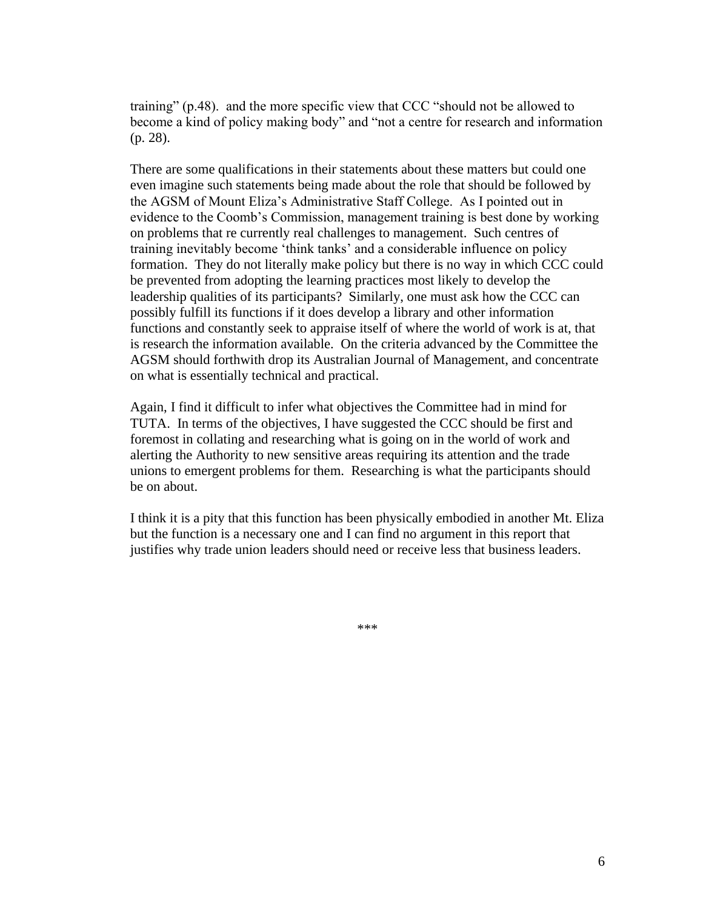training" (p.48). and the more specific view that CCC "should not be allowed to become a kind of policy making body" and "not a centre for research and information (p. 28).

There are some qualifications in their statements about these matters but could one even imagine such statements being made about the role that should be followed by the AGSM of Mount Eliza's Administrative Staff College. As I pointed out in evidence to the Coomb's Commission, management training is best done by working on problems that re currently real challenges to management. Such centres of training inevitably become 'think tanks' and a considerable influence on policy formation. They do not literally make policy but there is no way in which CCC could be prevented from adopting the learning practices most likely to develop the leadership qualities of its participants? Similarly, one must ask how the CCC can possibly fulfill its functions if it does develop a library and other information functions and constantly seek to appraise itself of where the world of work is at, that is research the information available. On the criteria advanced by the Committee the AGSM should forthwith drop its Australian Journal of Management, and concentrate on what is essentially technical and practical.

Again, I find it difficult to infer what objectives the Committee had in mind for TUTA. In terms of the objectives, I have suggested the CCC should be first and foremost in collating and researching what is going on in the world of work and alerting the Authority to new sensitive areas requiring its attention and the trade unions to emergent problems for them. Researching is what the participants should be on about.

I think it is a pity that this function has been physically embodied in another Mt. Eliza but the function is a necessary one and I can find no argument in this report that justifies why trade union leaders should need or receive less that business leaders.

***